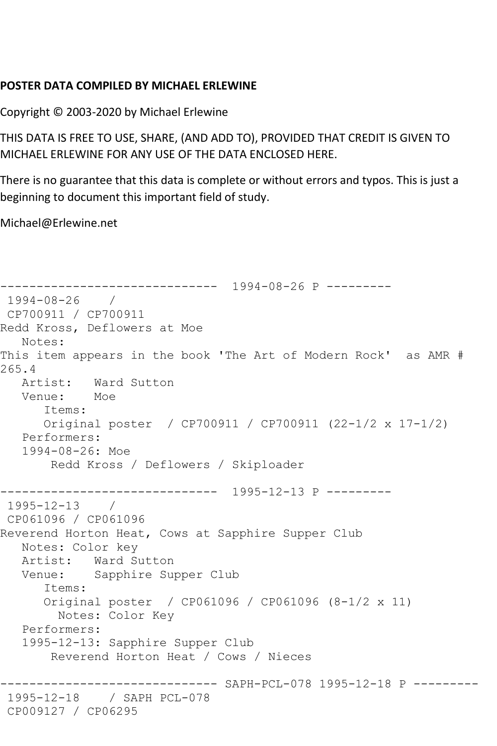**POSTER DATA COMPILED BY MICHAEL ERLEWINE**

Copyright © 2003-2020 by Michael Erlewine

THIS DATA IS FREE TO USE, SHARE, (AND ADD TO), PROVIDED THAT CREDIT IS GIVEN TO MICHAEL ERLEWINE FOR ANY USE OF THE DATA ENCLOSED HERE.

There is no guarantee that this data is complete or without errors and typos. This is just a beginning to document this important field of study.

Michael@Erlewine.net

```
------------------------------  1994-08-26 P ---------
 1994-08-26    / 
 CP700911 / CP700911
Redd Kross, Deflowers at Moe
   Notes: 
This item appears in the book 'The Art of Modern Rock'  as AMR # 
265.4
   Artist:   Ward Sutton
   Venue:    Moe
      Items:
      Original poster  / CP700911 / CP700911 (22-1/2 x 17-1/2)
   Performers:
   1994-08-26: Moe
       Redd Kross / Deflowers / Skiploader

------------------------------  1995-12-13 P ---------
 1995-12-13    / 
 CP061096 / CP061096
Reverend Horton Heat, Cows at Sapphire Supper Club
   Notes: Color key
   Artist:   Ward Sutton
   Venue:    Sapphire Supper Club
      Items:
      Original poster  / CP061096 / CP061096 (8-1/2 x 11)
        Notes: Color Key
   Performers:
   1995-12-13: Sapphire Supper Club
       Reverend Horton Heat / Cows / Nieces

------------------------------ SAPH-PCL-078 1995-12-18 P ---------
 1995-12-18    / SAPH PCL-078
 CP009127 / CP06295
```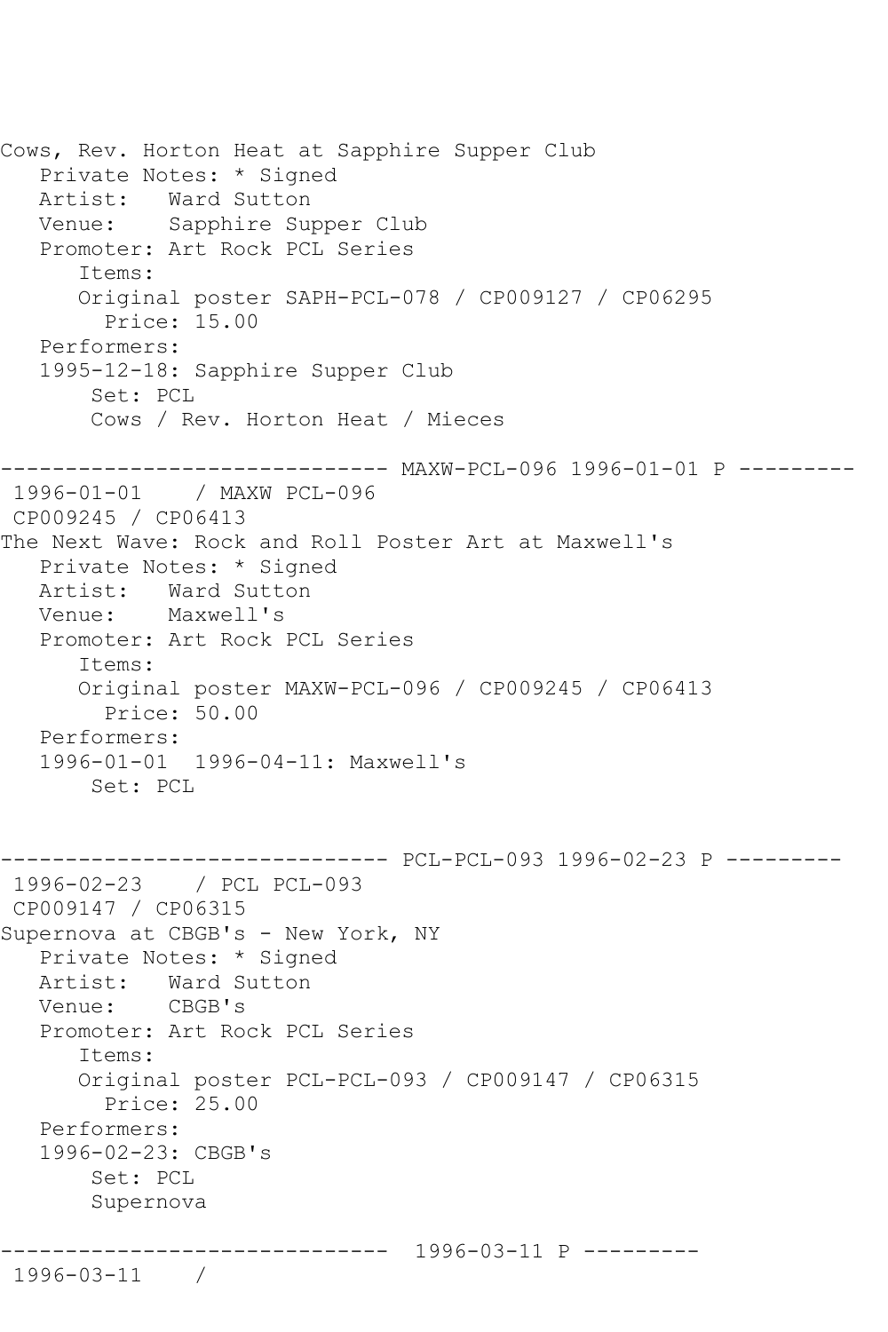```
Cows, Rev. Horton Heat at Sapphire Supper Club
   Private Notes: * Signed
   Artist:   Ward Sutton
   Venue:    Sapphire Supper Club
   Promoter: Art Rock PCL Series
      Items:
      Original poster SAPH-PCL-078 / CP009127 / CP06295
        Price: 15.00
   Performers:
   1995-12-18: Sapphire Supper Club
       Set: PCL
       Cows / Rev. Horton Heat / Mieces

------------------------------ MAXW-PCL-096 1996-01-01 P ---------
 1996-01-01    / MAXW PCL-096
 CP009245 / CP06413
The Next Wave: Rock and Roll Poster Art at Maxwell's
   Private Notes: * Signed
   Artist:   Ward Sutton
   Venue:    Maxwell's
   Promoter: Art Rock PCL Series
      Items:
      Original poster MAXW-PCL-096 / CP009245 / CP06413
        Price: 50.00
   Performers:
   1996-01-01  1996-04-11: Maxwell's
       Set: PCL


------------------------------ PCL-PCL-093 1996-02-23 P ---------
 1996-02-23    / PCL PCL-093
 CP009147 / CP06315
Supernova at CBGB's - New York, NY
   Private Notes: * Signed
   Artist:   Ward Sutton
   Venue:    CBGB's
   Promoter: Art Rock PCL Series
      Items:
      Original poster PCL-PCL-093 / CP009147 / CP06315
        Price: 25.00
   Performers:
   1996-02-23: CBGB's
       Set: PCL
       Supernova

------------------------------  1996-03-11 P ---------
 1996-03-11    /
```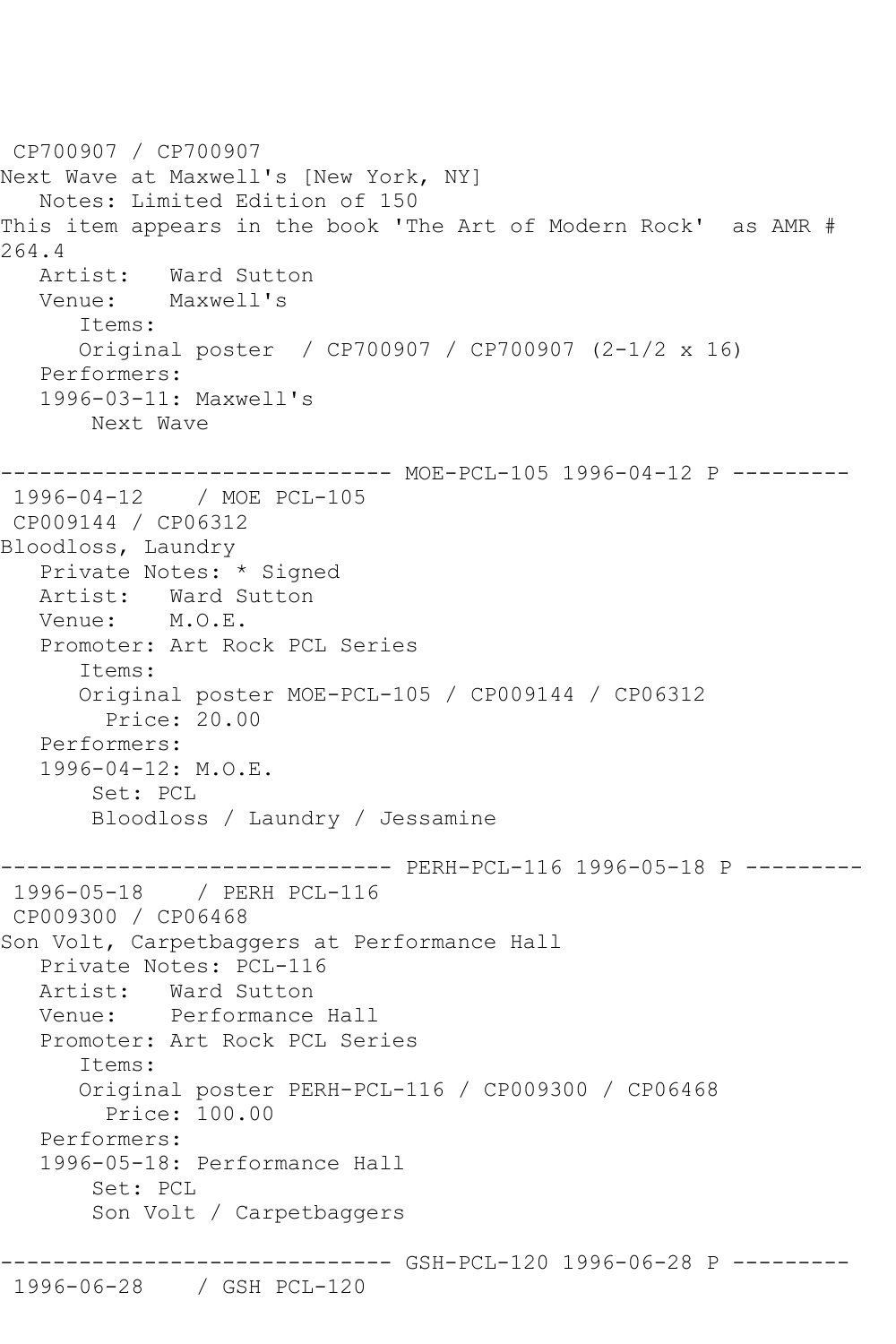CP700907 / CP700907
Next Wave at Maxwell's [New York, NY]
Notes: Limited Edition of 150
This item appears in the book 'The Art of Modern Rock' as AMR # 264.4
Artist: Ward Sutton
Venue: Maxwell's
Items:
Original poster / CP700907 / CP700907 (2-1/2 x 16)
Performers:
1996-03-11: Maxwell's
Next Wave

------------------------------ MOE-PCL-105 1996-04-12 P ---------
1996-04-12 / MOE PCL-105
CP009144 / CP06312
Bloodloss, Laundry
Private Notes: * Signed
Artist: Ward Sutton
Venue: M.O.E.
Promoter: Art Rock PCL Series
Items:
Original poster MOE-PCL-105 / CP009144 / CP06312
Price: 20.00
Performers:
1996-04-12: M.O.E.
Set: PCL
Bloodloss / Laundry / Jessamine

------------------------------ PERH-PCL-116 1996-05-18 P ---------
1996-05-18 / PERH PCL-116
CP009300 / CP06468
Son Volt, Carpetbaggers at Performance Hall
Private Notes: PCL-116
Artist: Ward Sutton
Venue: Performance Hall
Promoter: Art Rock PCL Series
Items:
Original poster PERH-PCL-116 / CP009300 / CP06468
Price: 100.00
Performers:
1996-05-18: Performance Hall
Set: PCL
Son Volt / Carpetbaggers

------------------------------ GSH-PCL-120 1996-06-28 P ---------
1996-06-28 / GSH PCL-120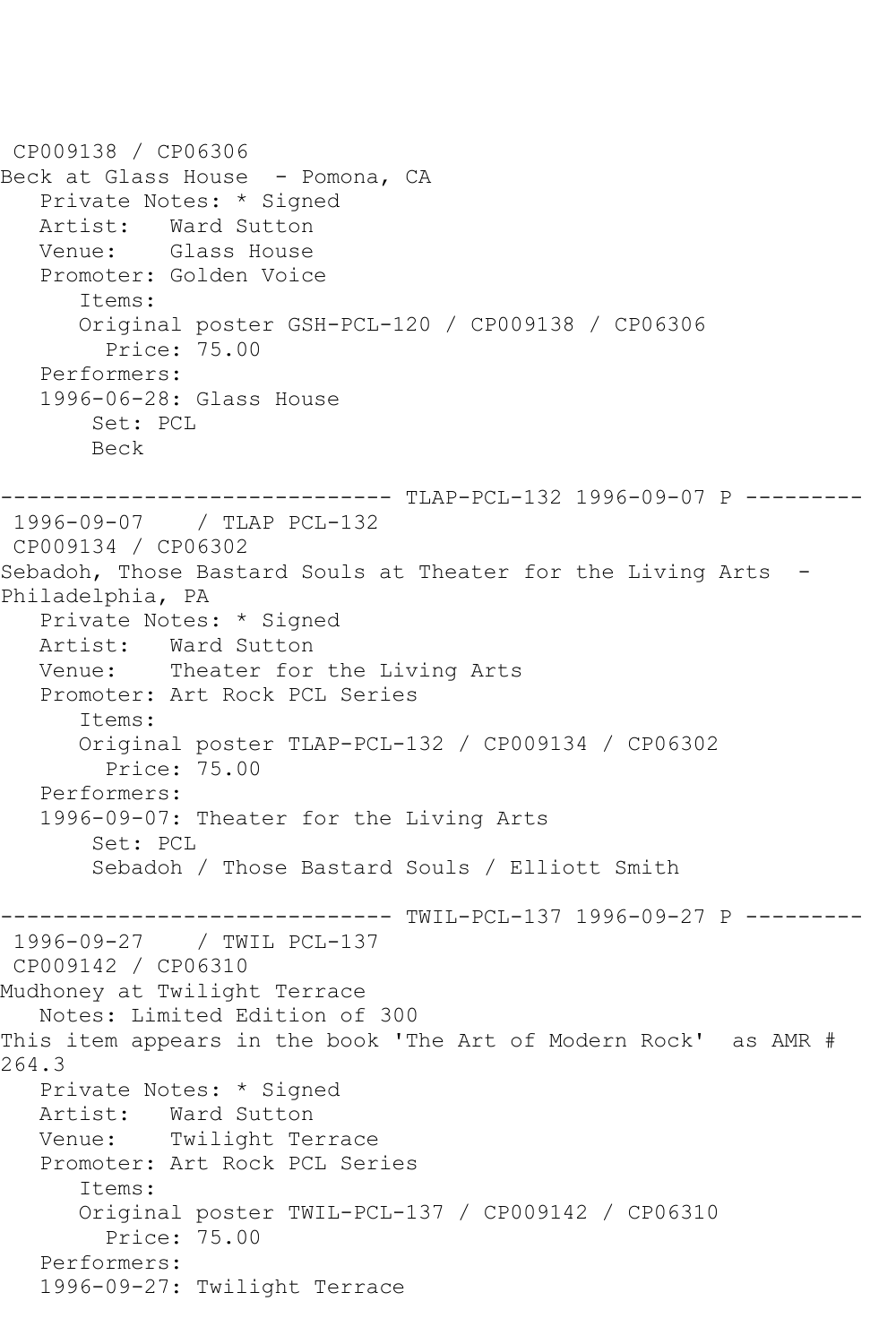CP009138 / CP06306
Beck at Glass House  - Pomona, CA
   Private Notes: * Signed
   Artist:   Ward Sutton
   Venue:    Glass House
   Promoter: Golden Voice
      Items:
      Original poster GSH-PCL-120 / CP009138 / CP06306
        Price: 75.00
   Performers:
   1996-06-28: Glass House
       Set: PCL
       Beck

------------------------------ TLAP-PCL-132 1996-09-07 P ---------
 1996-09-07    / TLAP PCL-132
 CP009134 / CP06302
Sebadoh, Those Bastard Souls at Theater for the Living Arts  - Philadelphia, PA
   Private Notes: * Signed
   Artist:   Ward Sutton
   Venue:    Theater for the Living Arts
   Promoter: Art Rock PCL Series
      Items:
      Original poster TLAP-PCL-132 / CP009134 / CP06302
        Price: 75.00
   Performers:
   1996-09-07: Theater for the Living Arts
       Set: PCL
       Sebadoh / Those Bastard Souls / Elliott Smith

------------------------------ TWIL-PCL-137 1996-09-27 P ---------
 1996-09-27    / TWIL PCL-137
 CP009142 / CP06310
Mudhoney at Twilight Terrace
   Notes: Limited Edition of 300
This item appears in the book 'The Art of Modern Rock'  as AMR # 264.3
   Private Notes: * Signed
   Artist:   Ward Sutton
   Venue:    Twilight Terrace
   Promoter: Art Rock PCL Series
      Items:
      Original poster TWIL-PCL-137 / CP009142 / CP06310
        Price: 75.00
   Performers:
   1996-09-27: Twilight Terrace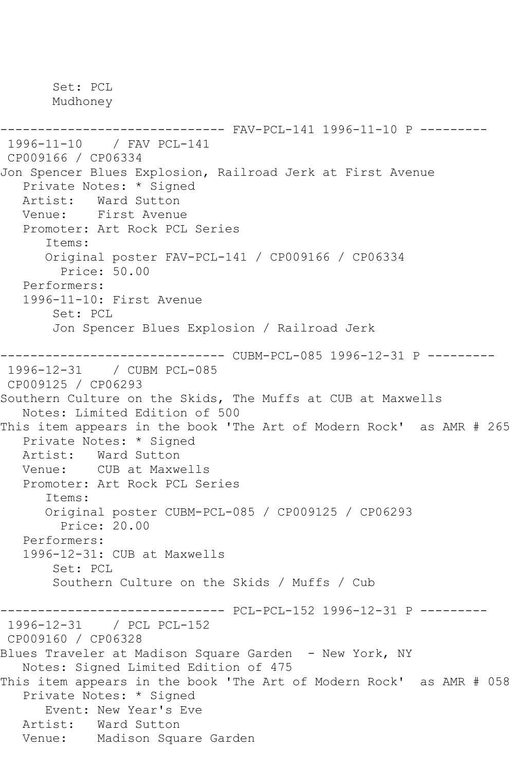```
       Set: PCL
       Mudhoney

------------------------------ FAV-PCL-141 1996-11-10 P ---------
 1996-11-10    / FAV PCL-141
 CP009166 / CP06334
Jon Spencer Blues Explosion, Railroad Jerk at First Avenue
   Private Notes: * Signed
   Artist:   Ward Sutton
   Venue:    First Avenue
   Promoter: Art Rock PCL Series
      Items:
      Original poster FAV-PCL-141 / CP009166 / CP06334
        Price: 50.00
   Performers:
   1996-11-10: First Avenue
       Set: PCL
       Jon Spencer Blues Explosion / Railroad Jerk

------------------------------ CUBM-PCL-085 1996-12-31 P ---------
 1996-12-31    / CUBM PCL-085
 CP009125 / CP06293
Southern Culture on the Skids, The Muffs at CUB at Maxwells
   Notes: Limited Edition of 500
This item appears in the book 'The Art of Modern Rock'  as AMR # 265
   Private Notes: * Signed
   Artist:   Ward Sutton
   Venue:    CUB at Maxwells
   Promoter: Art Rock PCL Series
      Items:
      Original poster CUBM-PCL-085 / CP009125 / CP06293
        Price: 20.00
   Performers:
   1996-12-31: CUB at Maxwells
       Set: PCL
       Southern Culture on the Skids / Muffs / Cub

------------------------------ PCL-PCL-152 1996-12-31 P ---------
 1996-12-31    / PCL PCL-152
 CP009160 / CP06328
Blues Traveler at Madison Square Garden  - New York, NY
   Notes: Signed Limited Edition of 475
This item appears in the book 'The Art of Modern Rock'  as AMR # 058
   Private Notes: * Signed
      Event: New Year's Eve
   Artist:   Ward Sutton
   Venue:    Madison Square Garden
```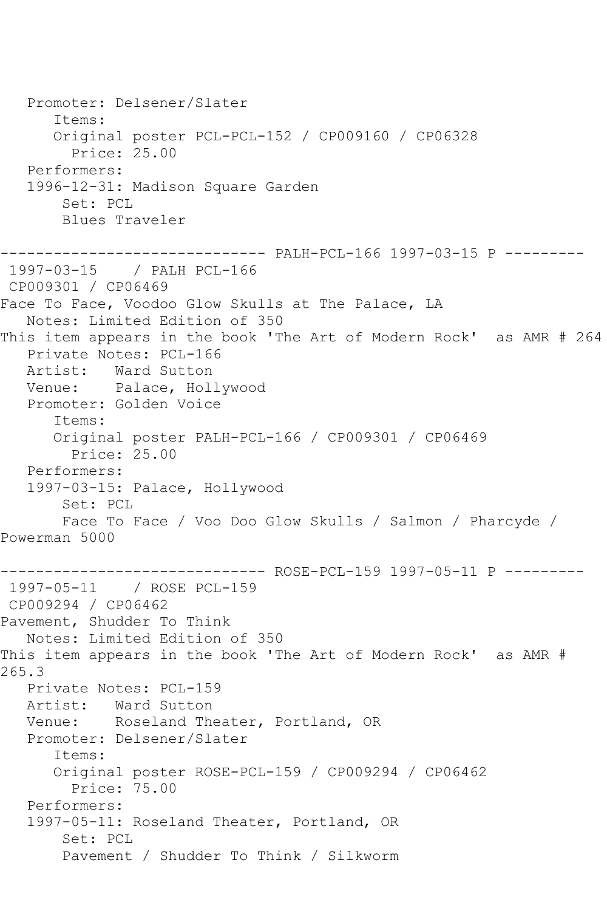Promoter: Delsener/Slater
Items:
Original poster PCL-PCL-152 / CP009160 / CP06328
Price: 25.00
Performers:
1996-12-31: Madison Square Garden
Set: PCL
Blues Traveler

------------------------------ PALH-PCL-166 1997-03-15 P ---------

1997-03-15 / PALH PCL-166
CP009301 / CP06469
Face To Face, Voodoo Glow Skulls at The Palace, LA
Notes: Limited Edition of 350
This item appears in the book 'The Art of Modern Rock' as AMR # 264
Private Notes: PCL-166
Artist: Ward Sutton
Venue: Palace, Hollywood
Promoter: Golden Voice
Items:
Original poster PALH-PCL-166 / CP009301 / CP06469
Price: 25.00
Performers:
1997-03-15: Palace, Hollywood
Set: PCL
Face To Face / Voo Doo Glow Skulls / Salmon / Pharcyde / Powerman 5000

------------------------------ ROSE-PCL-159 1997-05-11 P ---------

1997-05-11 / ROSE PCL-159
CP009294 / CP06462
Pavement, Shudder To Think
Notes: Limited Edition of 350
This item appears in the book 'The Art of Modern Rock' as AMR # 265.3
Private Notes: PCL-159
Artist: Ward Sutton
Venue: Roseland Theater, Portland, OR
Promoter: Delsener/Slater
Items:
Original poster ROSE-PCL-159 / CP009294 / CP06462
Price: 75.00
Performers:
1997-05-11: Roseland Theater, Portland, OR
Set: PCL
Pavement / Shudder To Think / Silkworm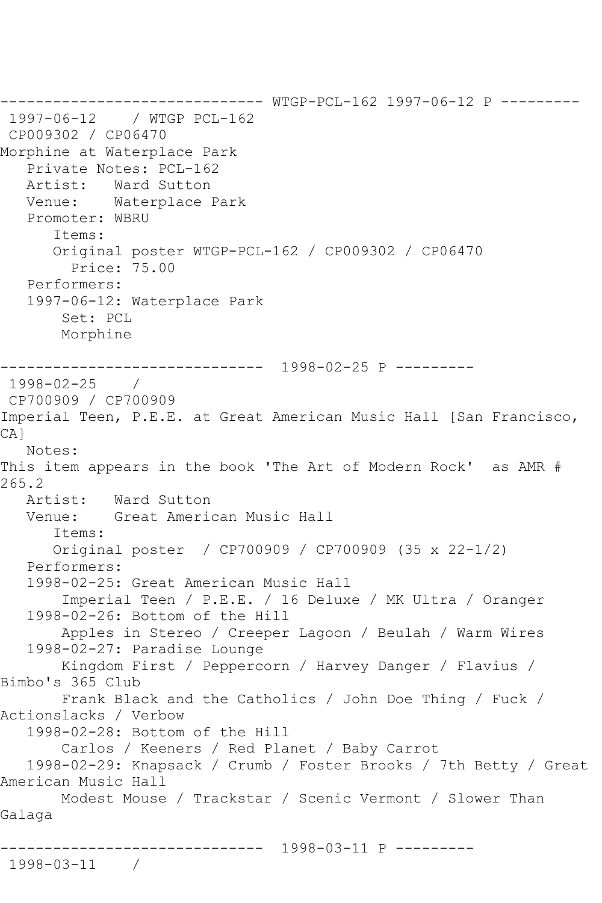```
------------------------------ WTGP-PCL-162 1997-06-12 P ---------
 1997-06-12    / WTGP PCL-162
 CP009302 / CP06470
Morphine at Waterplace Park
   Private Notes: PCL-162
   Artist:   Ward Sutton
   Venue:    Waterplace Park
   Promoter: WBRU
      Items:
      Original poster WTGP-PCL-162 / CP009302 / CP06470
        Price: 75.00
   Performers:
   1997-06-12: Waterplace Park
       Set: PCL
       Morphine

------------------------------  1998-02-25 P ---------
 1998-02-25    /
 CP700909 / CP700909
Imperial Teen, P.E.E. at Great American Music Hall [San Francisco,
CA]
   Notes:
This item appears in the book 'The Art of Modern Rock'  as AMR #
265.2
   Artist:   Ward Sutton
   Venue:    Great American Music Hall
      Items:
      Original poster  / CP700909 / CP700909 (35 x 22-1/2)
   Performers:
   1998-02-25: Great American Music Hall
       Imperial Teen / P.E.E. / 16 Deluxe / MK Ultra / Oranger
   1998-02-26: Bottom of the Hill
       Apples in Stereo / Creeper Lagoon / Beulah / Warm Wires
   1998-02-27: Paradise Lounge
       Kingdom First / Peppercorn / Harvey Danger / Flavius /
Bimbo's 365 Club
       Frank Black and the Catholics / John Doe Thing / Fuck /
Actionslacks / Verbow
   1998-02-28: Bottom of the Hill
       Carlos / Keeners / Red Planet / Baby Carrot
   1998-02-29: Knapsack / Crumb / Foster Brooks / 7th Betty / Great
American Music Hall
       Modest Mouse / Trackstar / Scenic Vermont / Slower Than
Galaga

------------------------------  1998-03-11 P ---------
 1998-03-11    /
```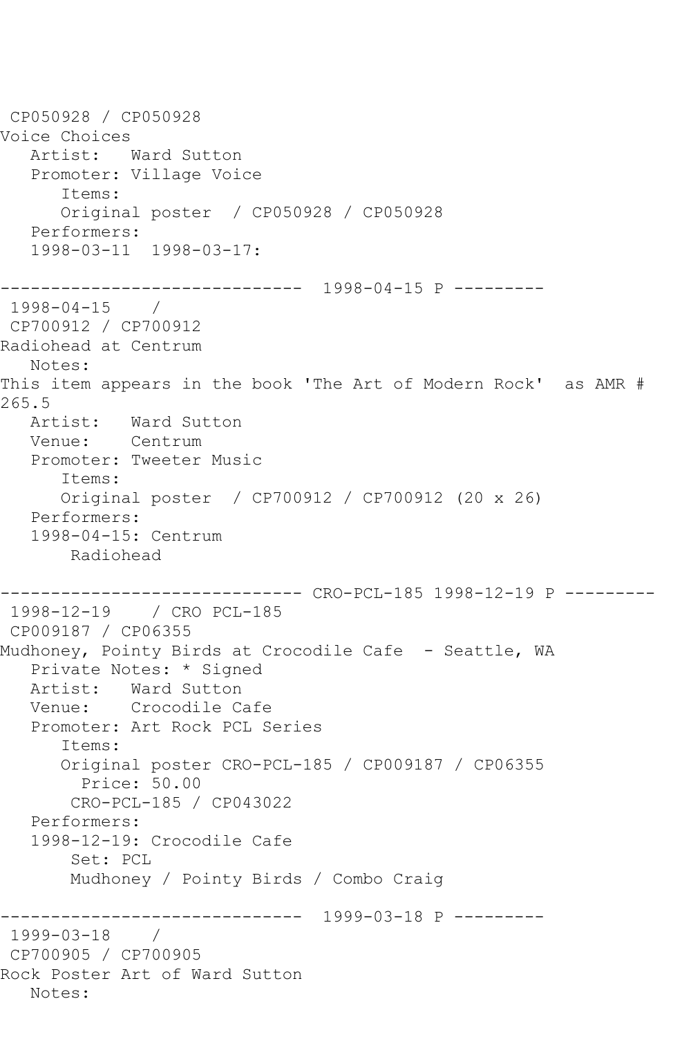```
 CP050928 / CP050928
Voice Choices
   Artist:   Ward Sutton
   Promoter: Village Voice
      Items:
      Original poster  / CP050928 / CP050928
   Performers:
   1998-03-11  1998-03-17:

------------------------------  1998-04-15 P ---------
 1998-04-15    /
 CP700912 / CP700912
Radiohead at Centrum
   Notes:
This item appears in the book 'The Art of Modern Rock'  as AMR #
265.5
   Artist:   Ward Sutton
   Venue:    Centrum
   Promoter: Tweeter Music
      Items:
      Original poster  / CP700912 / CP700912 (20 x 26)
   Performers:
   1998-04-15: Centrum
       Radiohead

------------------------------ CRO-PCL-185 1998-12-19 P ---------
 1998-12-19    / CRO PCL-185
 CP009187 / CP06355
Mudhoney, Pointy Birds at Crocodile Cafe  - Seattle, WA
   Private Notes: * Signed
   Artist:   Ward Sutton
   Venue:    Crocodile Cafe
   Promoter: Art Rock PCL Series
      Items:
      Original poster CRO-PCL-185 / CP009187 / CP06355
        Price: 50.00
       CRO-PCL-185 / CP043022
   Performers:
   1998-12-19: Crocodile Cafe
       Set: PCL
       Mudhoney / Pointy Birds / Combo Craig

------------------------------  1999-03-18 P ---------
 1999-03-18    /
 CP700905 / CP700905
Rock Poster Art of Ward Sutton
   Notes:
```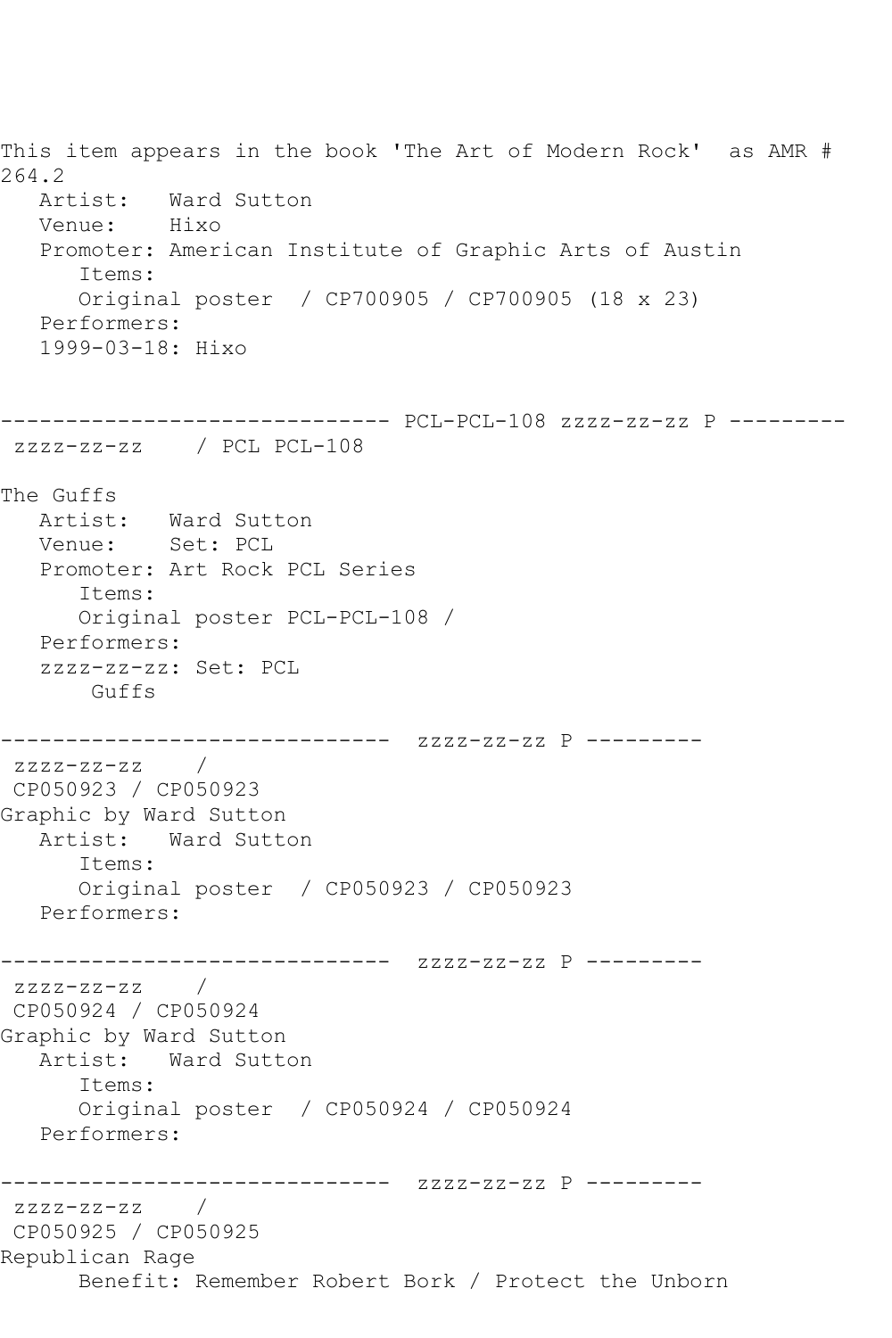This item appears in the book 'The Art of Modern Rock'  as AMR # 264.2

```
   Artist:   Ward Sutton
   Venue:    Hixo
   Promoter: American Institute of Graphic Arts of Austin
      Items:
      Original poster  / CP700905 / CP700905 (18 x 23)
   Performers:
   1999-03-18: Hixo


------------------------------ PCL-PCL-108 zzzz-zz-zz P ---------
 zzzz-zz-zz    / PCL PCL-108

The Guffs
   Artist:   Ward Sutton
   Venue:    Set: PCL
   Promoter: Art Rock PCL Series
      Items:
      Original poster PCL-PCL-108 /
   Performers:
   zzzz-zz-zz: Set: PCL
       Guffs

------------------------------  zzzz-zz-zz P ---------
 zzzz-zz-zz    /
 CP050923 / CP050923
Graphic by Ward Sutton
   Artist:   Ward Sutton
      Items:
      Original poster  / CP050923 / CP050923
   Performers:

------------------------------  zzzz-zz-zz P ---------
 zzzz-zz-zz    /
 CP050924 / CP050924
Graphic by Ward Sutton
   Artist:   Ward Sutton
      Items:
      Original poster  / CP050924 / CP050924
   Performers:

------------------------------  zzzz-zz-zz P ---------
 zzzz-zz-zz    /
 CP050925 / CP050925
Republican Rage
      Benefit: Remember Robert Bork / Protect the Unborn
```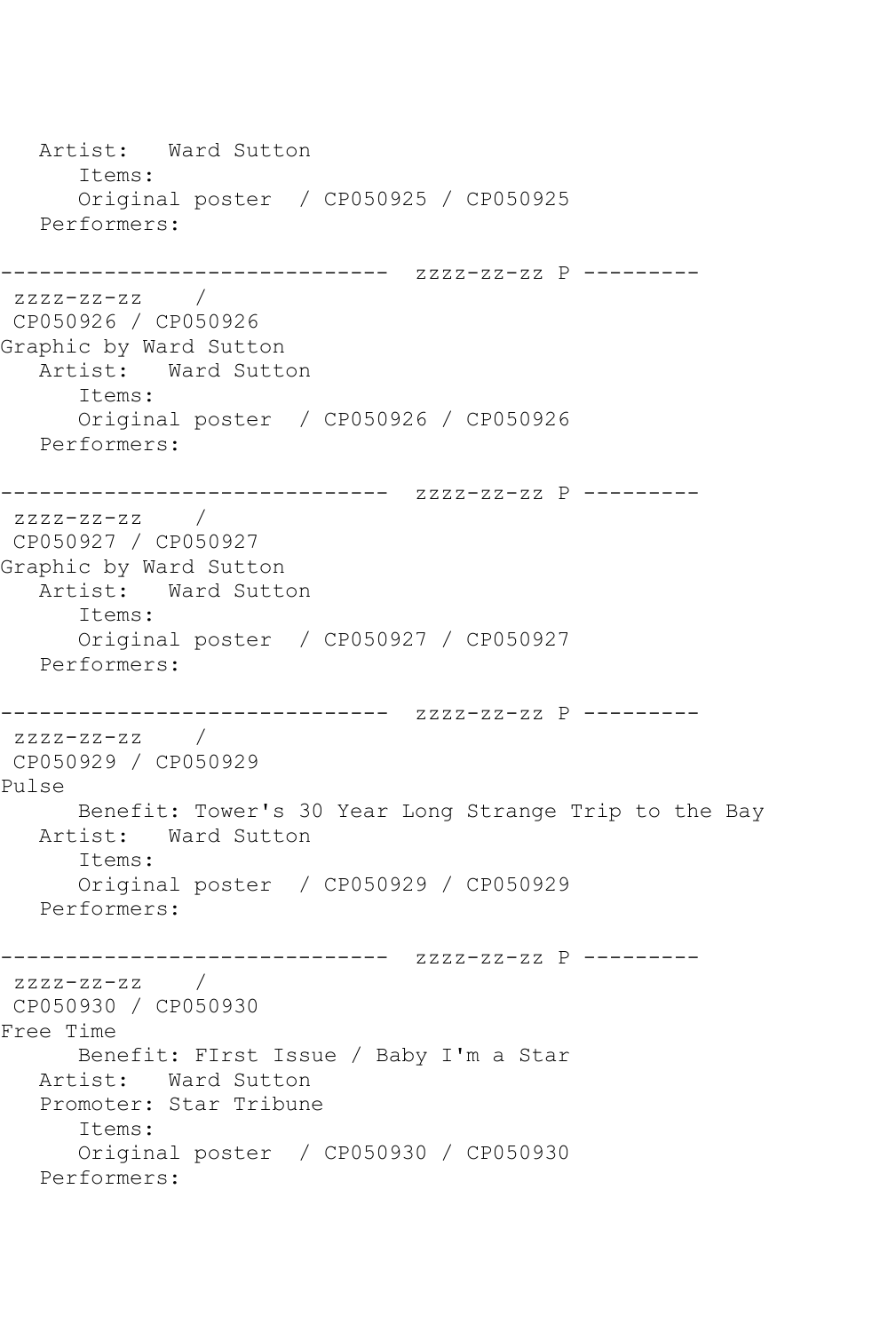```
   Artist:   Ward Sutton
      Items:
      Original poster  / CP050925 / CP050925
   Performers:

------------------------------  zzzz-zz-zz P ---------
 zzzz-zz-zz    /
 CP050926 / CP050926
Graphic by Ward Sutton
   Artist:   Ward Sutton
      Items:
      Original poster  / CP050926 / CP050926
   Performers:

------------------------------  zzzz-zz-zz P ---------
 zzzz-zz-zz    /
 CP050927 / CP050927
Graphic by Ward Sutton
   Artist:   Ward Sutton
      Items:
      Original poster  / CP050927 / CP050927
   Performers:

------------------------------  zzzz-zz-zz P ---------
 zzzz-zz-zz    /
 CP050929 / CP050929
Pulse
      Benefit: Tower's 30 Year Long Strange Trip to the Bay
   Artist:   Ward Sutton
      Items:
      Original poster  / CP050929 / CP050929
   Performers:

------------------------------  zzzz-zz-zz P ---------
 zzzz-zz-zz    /
 CP050930 / CP050930
Free Time
      Benefit: FIrst Issue / Baby I'm a Star
   Artist:   Ward Sutton
   Promoter: Star Tribune
      Items:
      Original poster  / CP050930 / CP050930
   Performers:
```